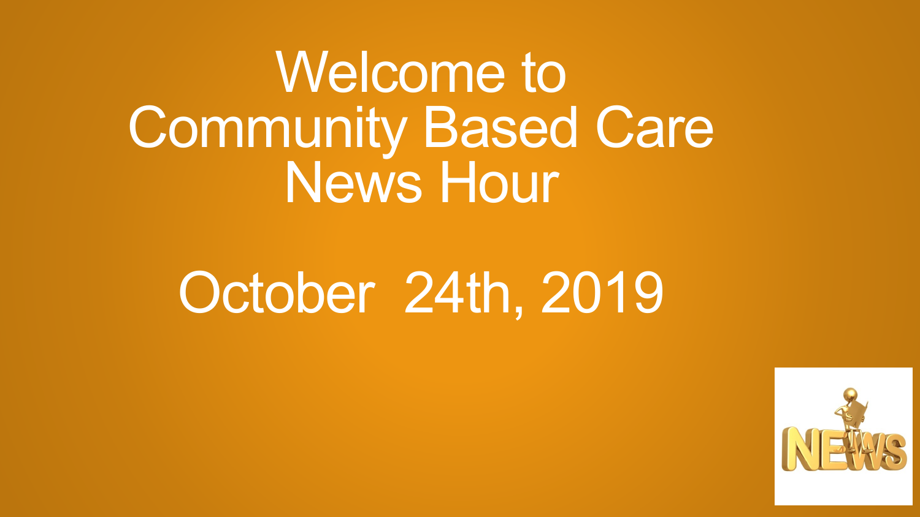# Welcome to Community Based Care News Hour

## October 24th, 2019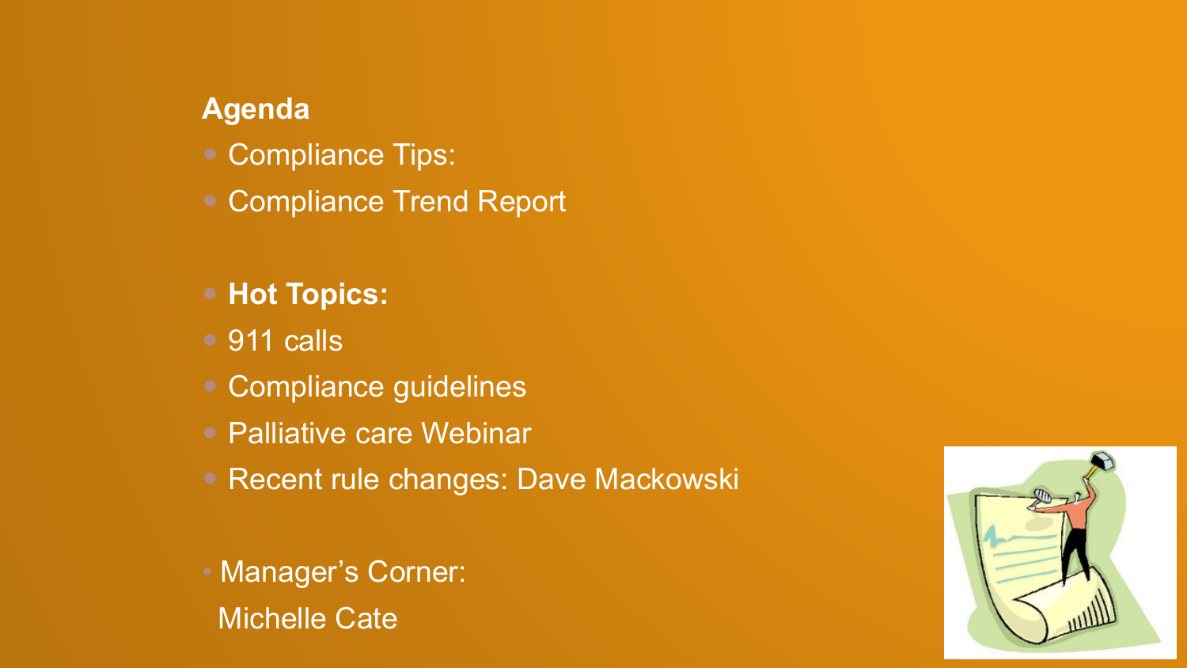**Agenda**

- Compliance Tips:
- Compliance Trend Report

- **Hot Topics:**
- 911 calls
- Compliance guidelines
- Palliative care Webinar
- Recent rule changes: Dave Mackowski

- Manager's Corner: Michelle Cate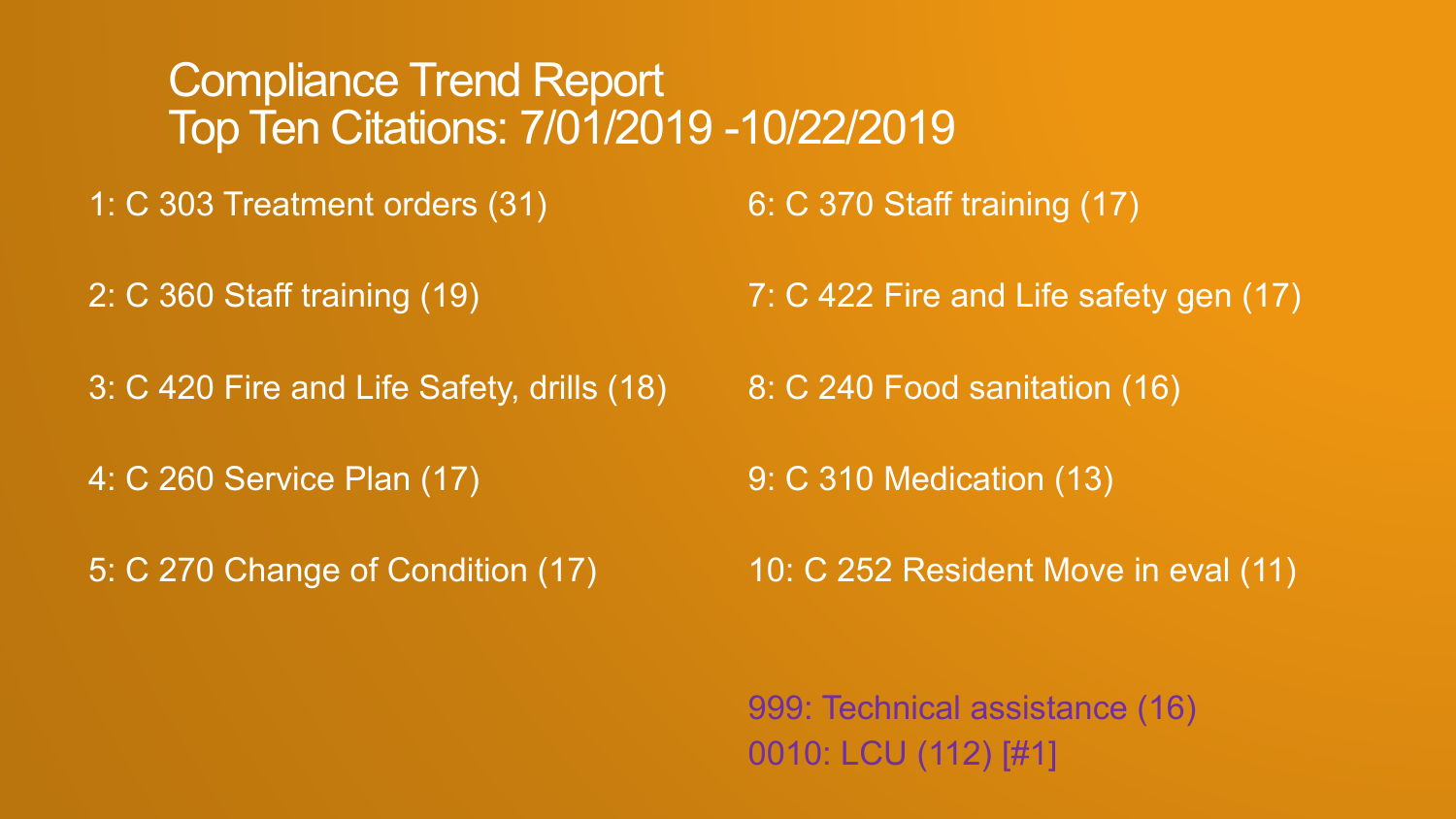# Compliance Trend Report
# Top Ten Citations: 7/01/2019 -10/22/2019

1: C 303 Treatment orders (31)

2: C 360 Staff training (19)

3: C 420 Fire and Life Safety, drills (18)

4: C 260 Service Plan (17)

5: C 270 Change of Condition (17)

6: C 370 Staff training (17)

7: C 422 Fire and Life safety gen (17)

8: C 240 Food sanitation (16)

9: C 310 Medication (13)

10: C 252 Resident Move in eval (11)

999: Technical assistance (16)
0010: LCU (112) [#1]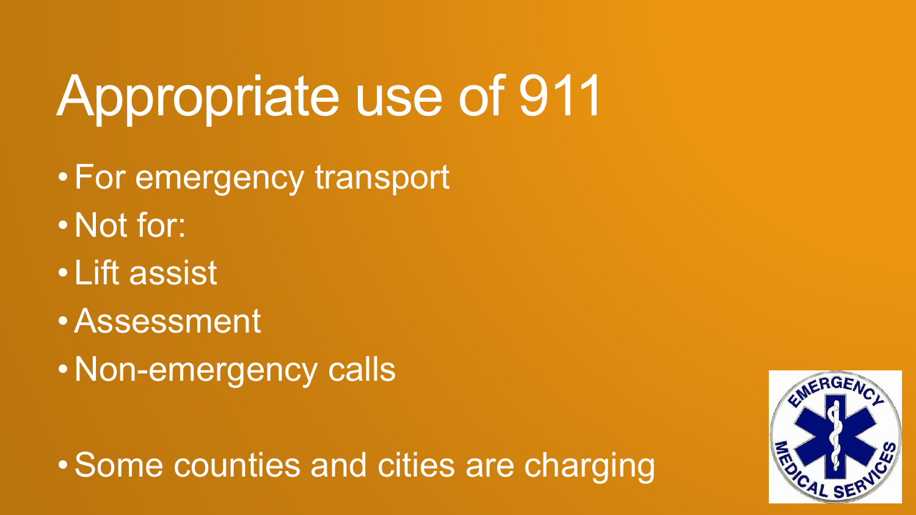# Appropriate use of 911

- For emergency transport
- Not for:
- Lift assist
- Assessment
- Non-emergency calls

- Some counties and cities are charging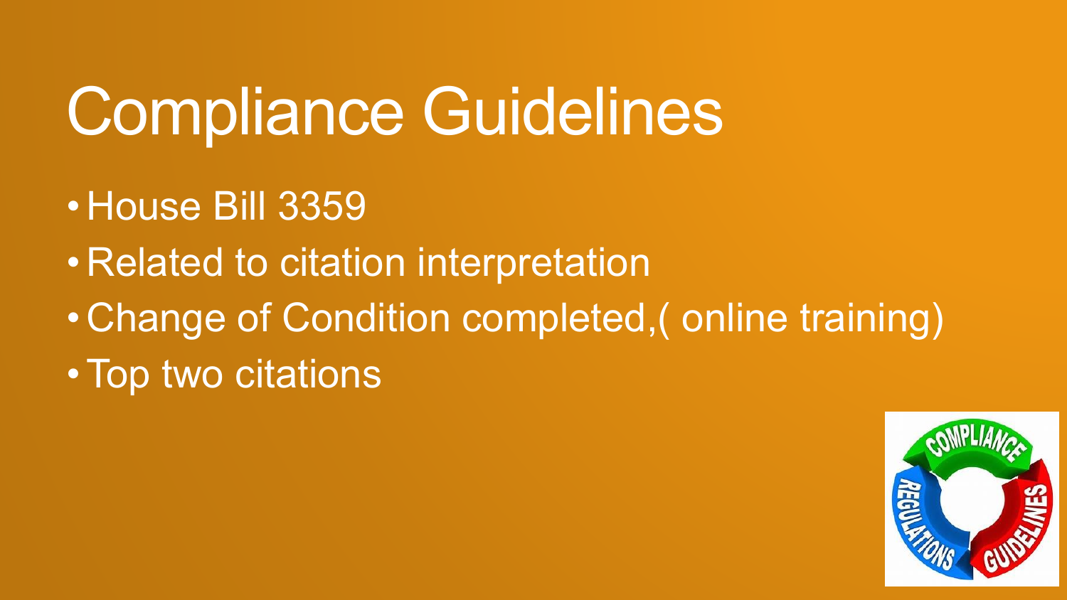# Compliance Guidelines

- House Bill 3359
- Related to citation interpretation
- Change of Condition completed,( online training)
- Top two citations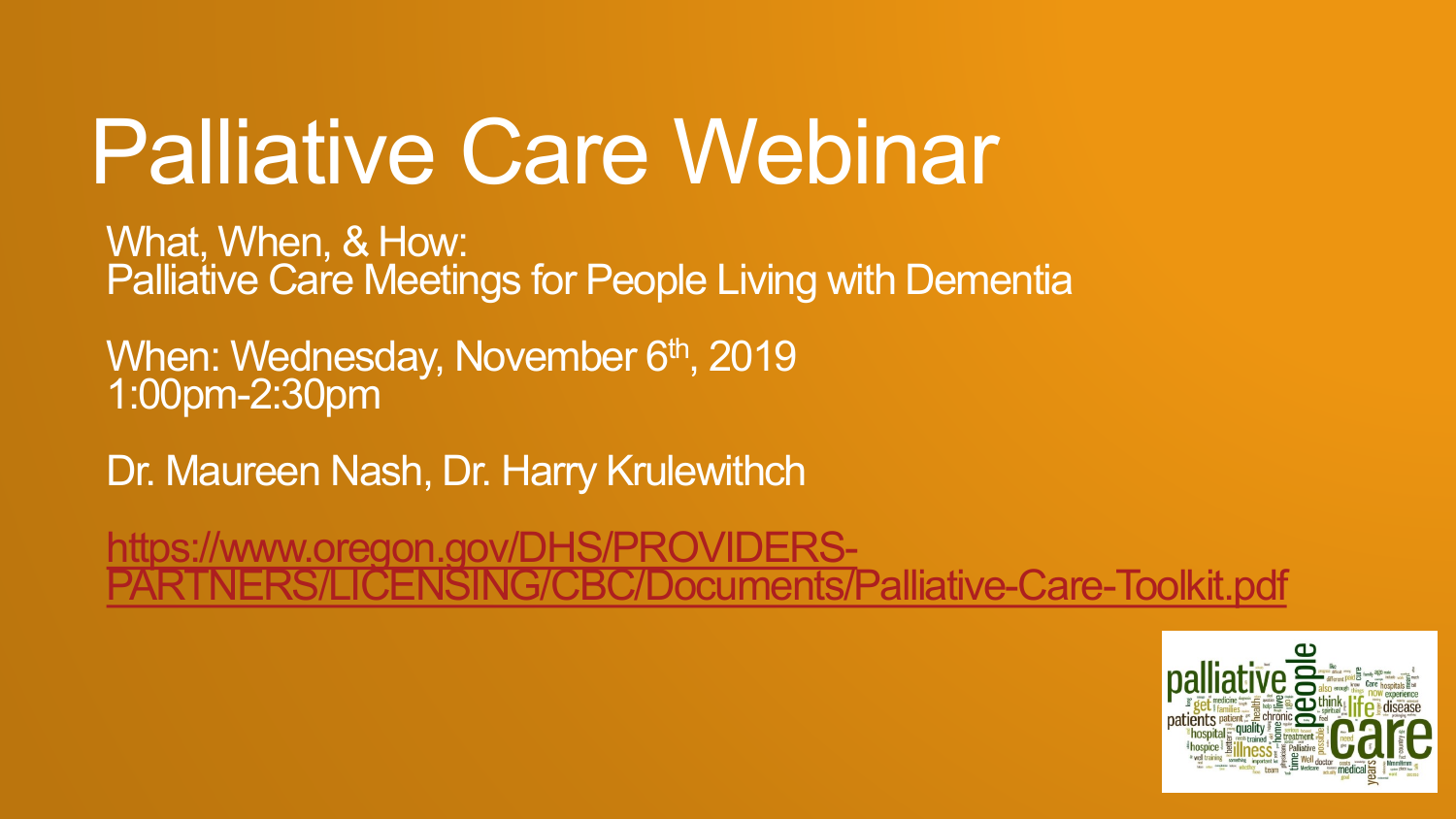# Palliative Care Webinar

What, When, & How:
Palliative Care Meetings for People Living with Dementia

When: Wednesday, November 6th, 2019
1:00pm-2:30pm

Dr. Maureen Nash, Dr. Harry Krulewithch

https://www.oregon.gov/DHS/PROVIDERS-PARTNERS/LICENSING/CBC/Documents/Palliative-Care-Toolkit.pdf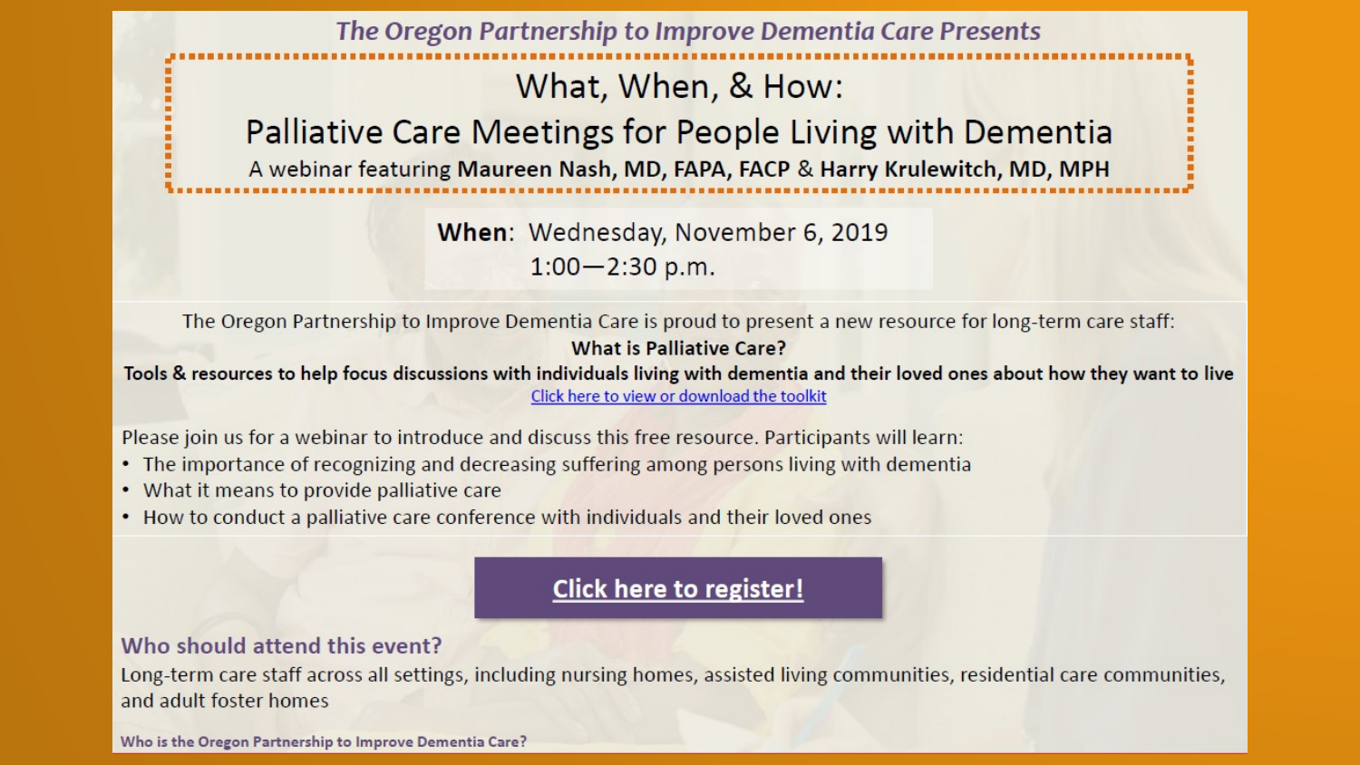*The Oregon Partnership to Improve Dementia Care Presents*

# What, When, & How:
# Palliative Care Meetings for People Living with Dementia

A webinar featuring **Maureen Nash, MD, FAPA, FACP** & **Harry Krulewitch, MD, MPH**

**When**: Wednesday, November 6, 2019
1:00—2:30 p.m.

The Oregon Partnership to Improve Dementia Care is proud to present a new resource for long-term care staff:

**What is Palliative Care?**

**Tools & resources to help focus discussions with individuals living with dementia and their loved ones about how they want to live**

Click here to view or download the toolkit

Please join us for a webinar to introduce and discuss this free resource. Participants will learn:

- The importance of recognizing and decreasing suffering among persons living with dementia
- What it means to provide palliative care
- How to conduct a palliative care conference with individuals and their loved ones

**Click here to register!**

## Who should attend this event?

Long-term care staff across all settings, including nursing homes, assisted living communities, residential care communities, and adult foster homes

**Who is the Oregon Partnership to Improve Dementia Care?**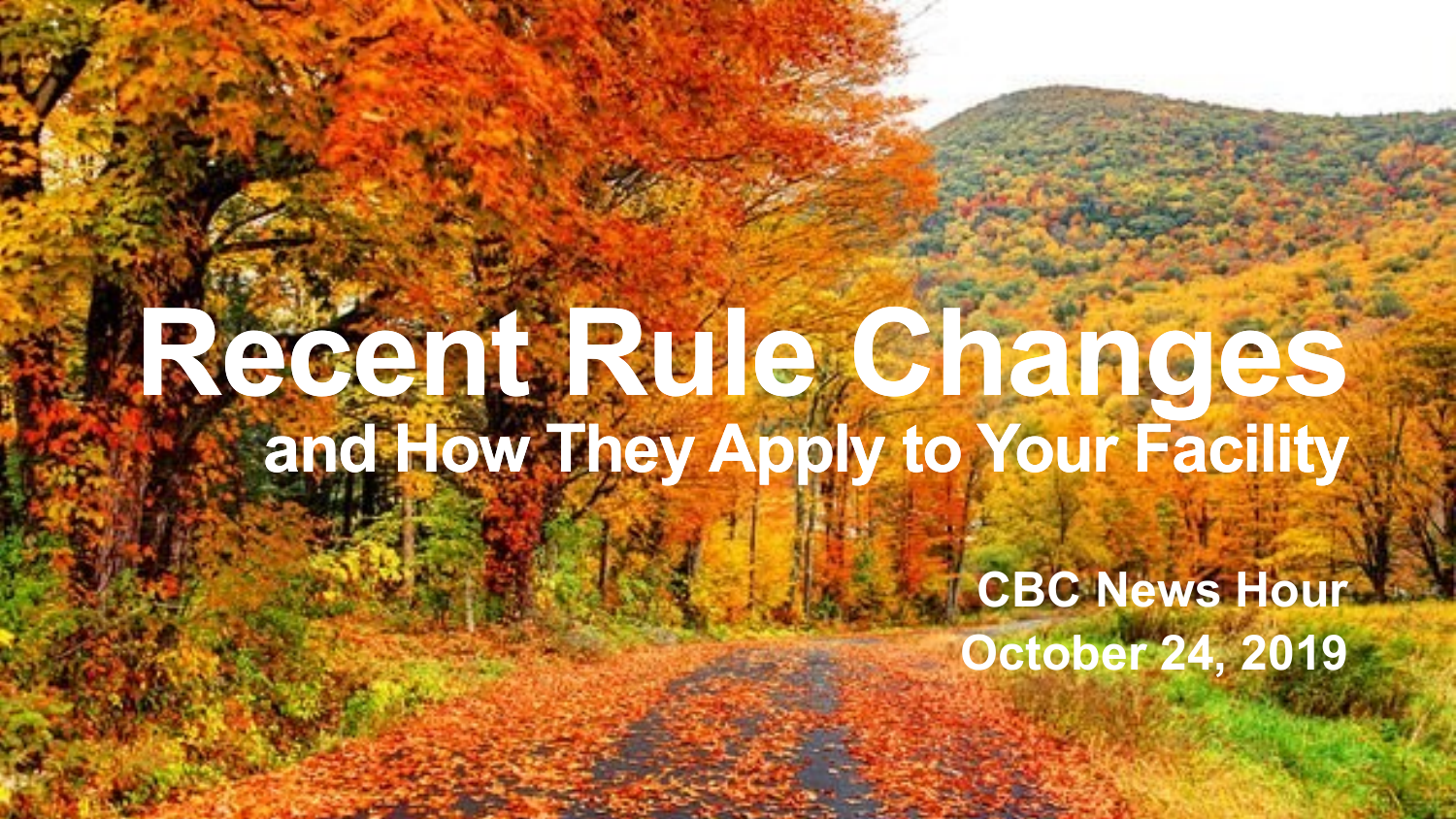# Recent Rule Changes

## and How They Apply to Your Facility

**CBC News Hour**
**October 24, 2019**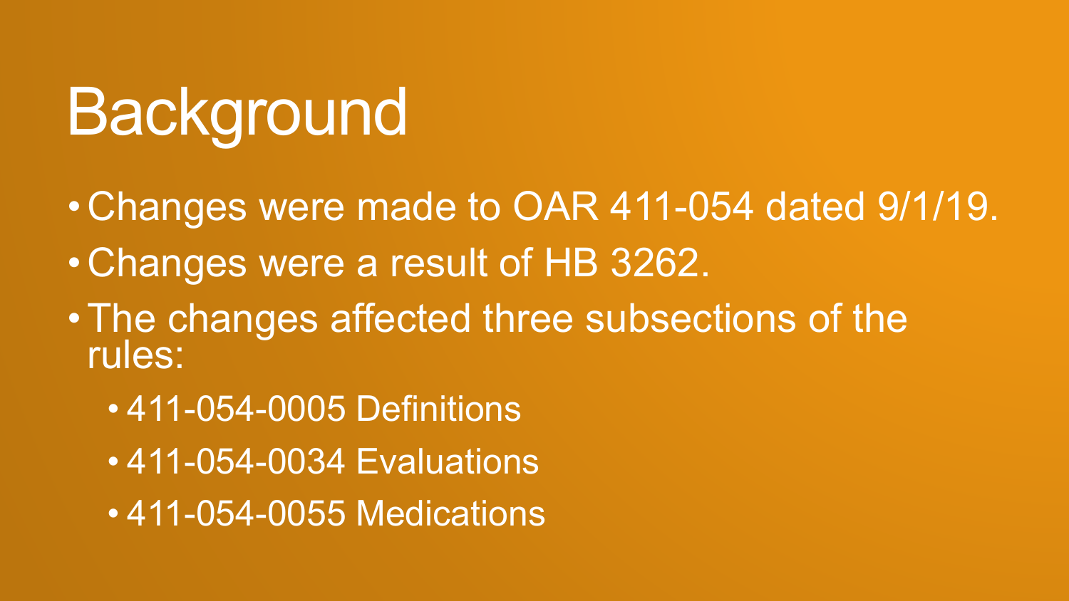# Background

- Changes were made to OAR 411-054 dated 9/1/19.
- Changes were a result of HB 3262.
- The changes affected three subsections of the rules:
  - 411-054-0005 Definitions
  - 411-054-0034 Evaluations
  - 411-054-0055 Medications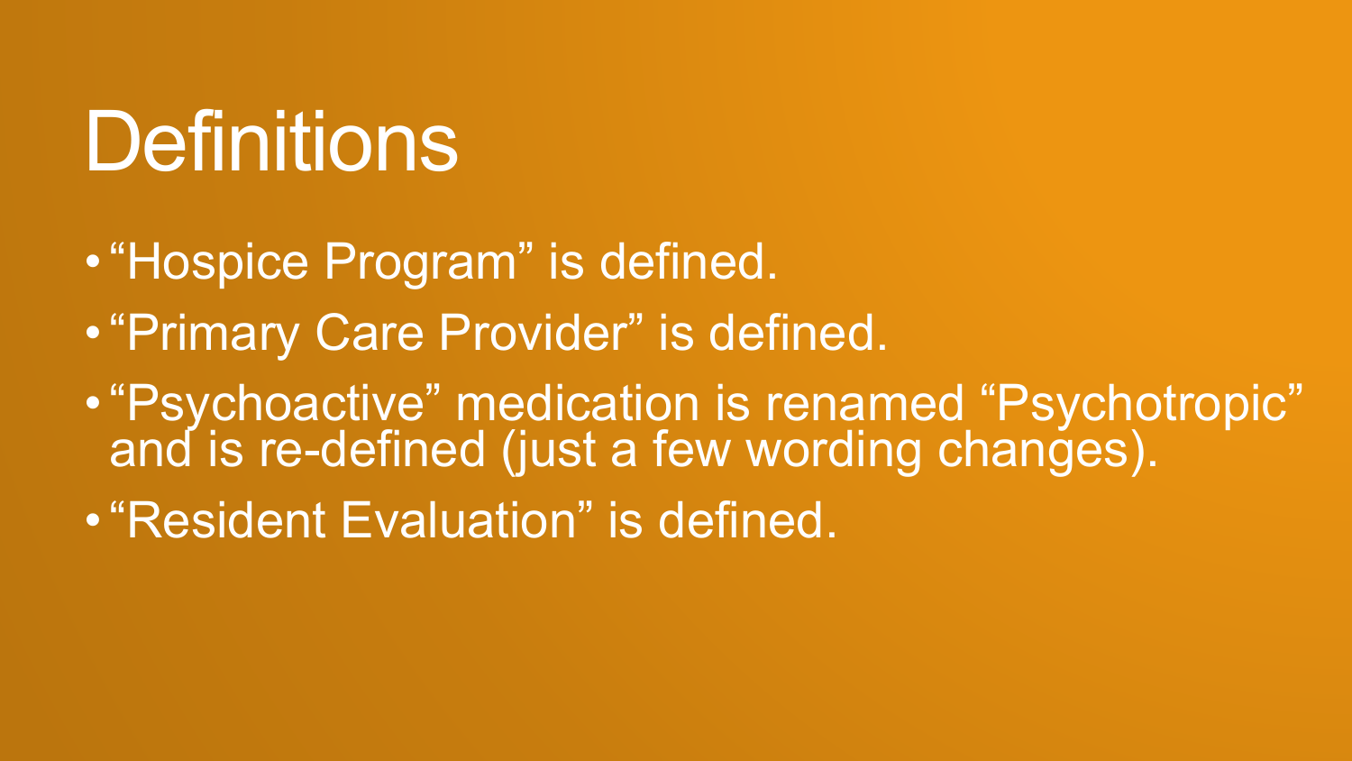# Definitions

- “Hospice Program” is defined.
- “Primary Care Provider” is defined.
- “Psychoactive” medication is renamed “Psychotropic” and is re-defined (just a few wording changes).
- “Resident Evaluation” is defined.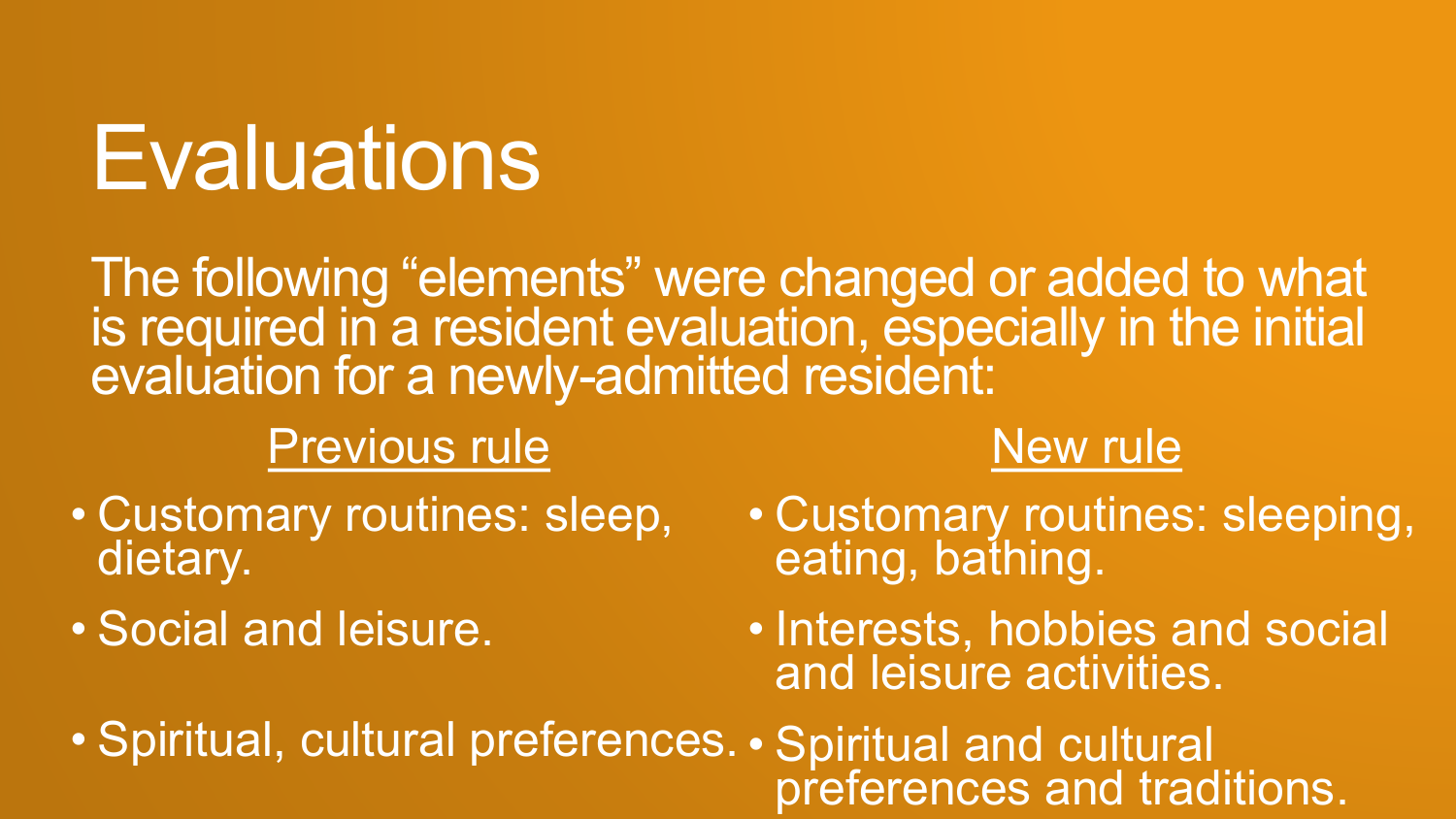# Evaluations

The following "elements" were changed or added to what is required in a resident evaluation, especially in the initial evaluation for a newly-admitted resident:

| Previous rule | New rule |
| --- | --- |
| • Customary routines: sleep, dietary. | • Customary routines: sleeping, eating, bathing. |
| • Social and leisure. | • Interests, hobbies and social and leisure activities. |
| • Spiritual, cultural preferences. | • Spiritual and cultural preferences and traditions. |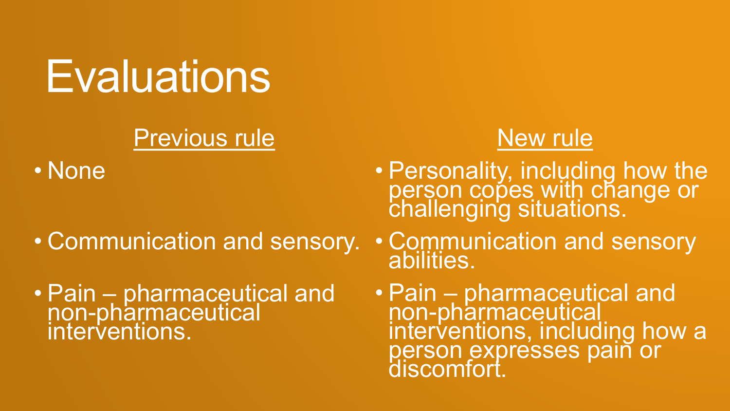# Evaluations

| Previous rule | New rule |
| --- | --- |
| None | Personality, including how the person copes with change or challenging situations. |
| Communication and sensory. | Communication and sensory abilities. |
| Pain – pharmaceutical and non-pharmaceutical interventions. | Pain – pharmaceutical and non-pharmaceutical interventions, including how a person expresses pain or discomfort. |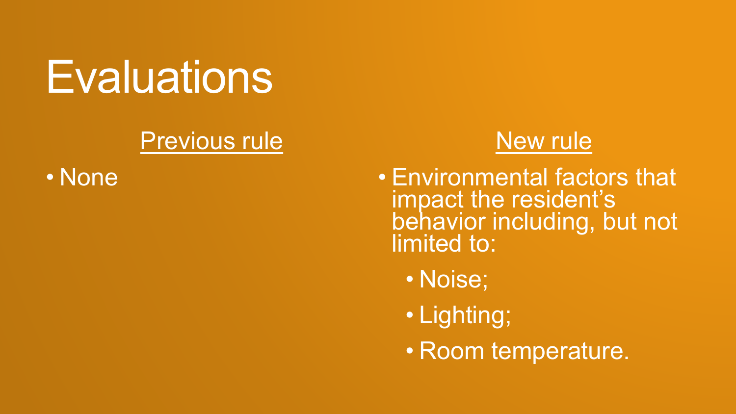# Evaluations

## Previous rule

- None

## New rule

- Environmental factors that impact the resident's behavior including, but not limited to:
  - Noise;
  - Lighting;
  - Room temperature.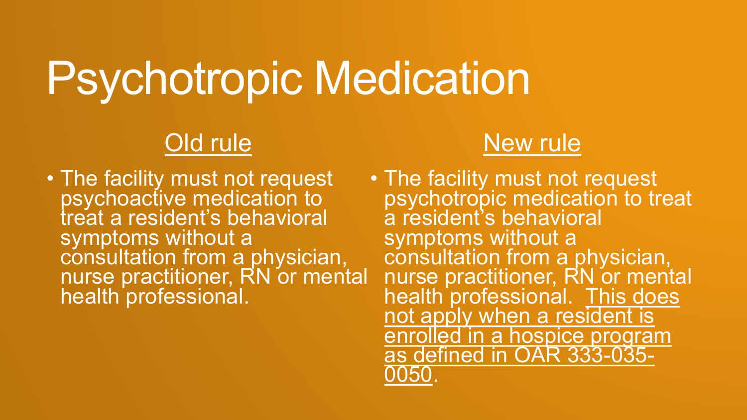# Psychotropic Medication

## Old rule

- The facility must not request psychoactive medication to treat a resident's behavioral symptoms without a consultation from a physician, nurse practitioner, RN or mental health professional.

## New rule

- The facility must not request psychotropic medication to treat a resident's behavioral symptoms without a consultation from a physician, nurse practitioner, RN or mental health professional. <u>This does not apply when a resident is enrolled in a hospice program as defined in OAR 333-035-0050</u>.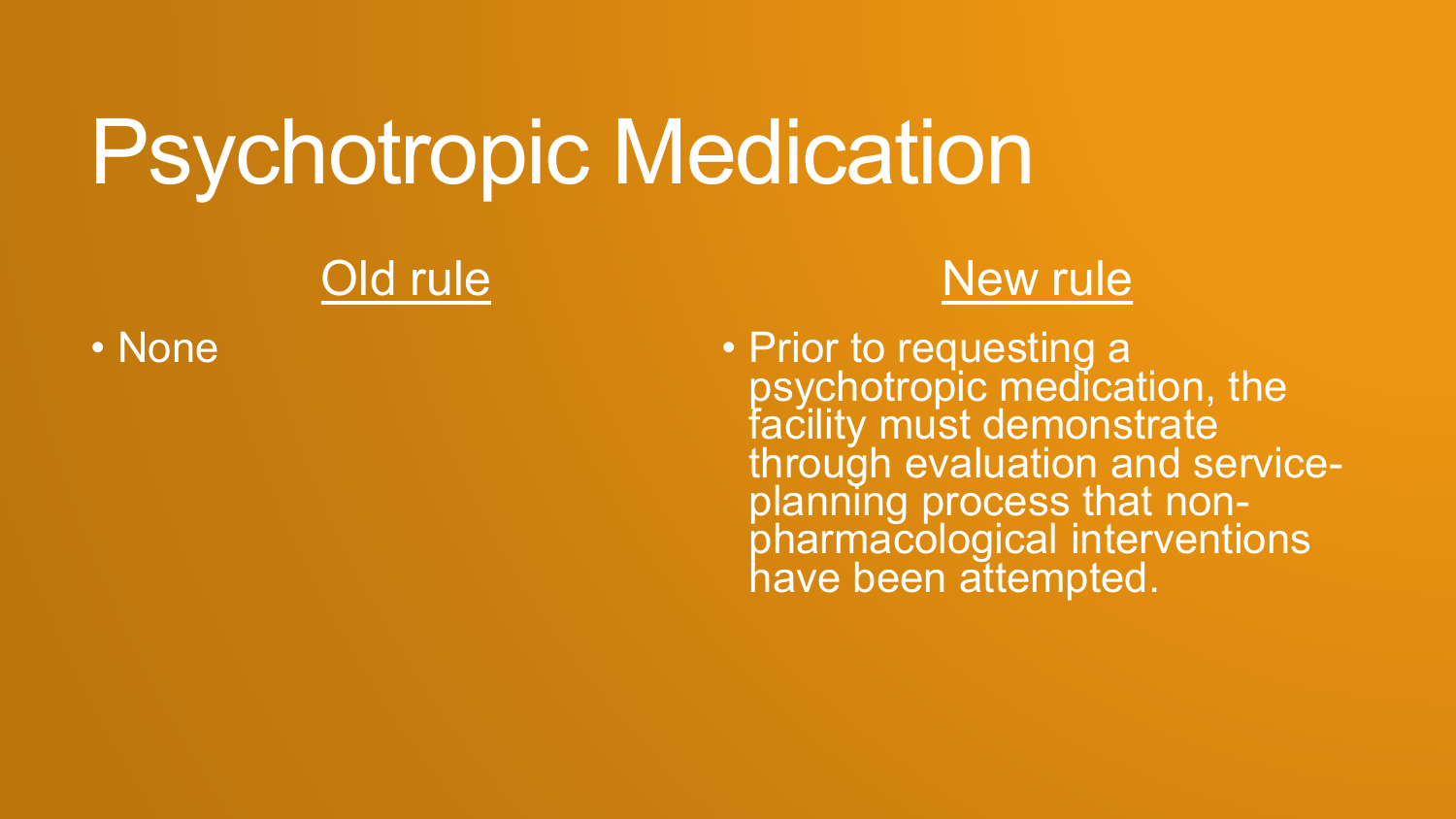# Psychotropic Medication

| Old rule | New rule |
| --- | --- |
| • None | • Prior to requesting a psychotropic medication, the facility must demonstrate through evaluation and service-planning process that non-pharmacological interventions have been attempted. |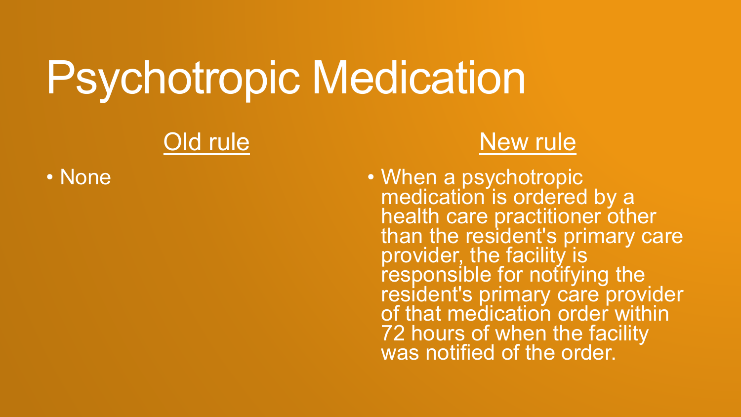# Psychotropic Medication

## Old rule

- None

## New rule

- When a psychotropic medication is ordered by a health care practitioner other than the resident's primary care provider, the facility is responsible for notifying the resident's primary care provider of that medication order within 72 hours of when the facility was notified of the order.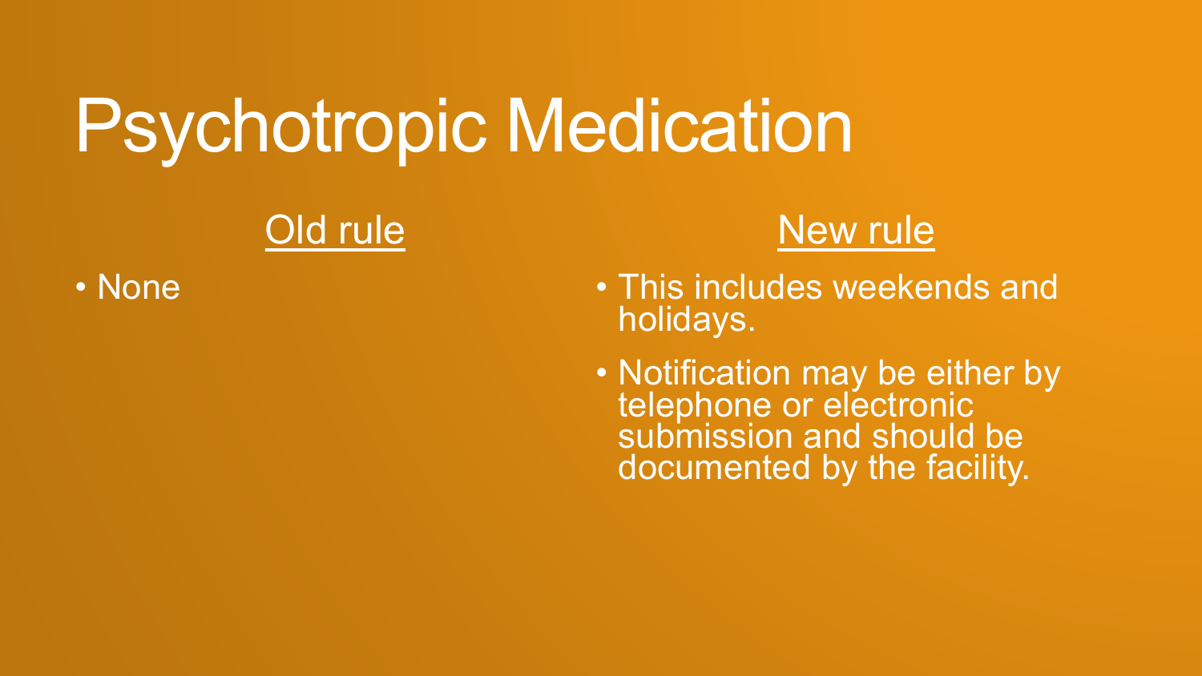# Psychotropic Medication

## Old rule

- None

## New rule

- This includes weekends and holidays.
- Notification may be either by telephone or electronic submission and should be documented by the facility.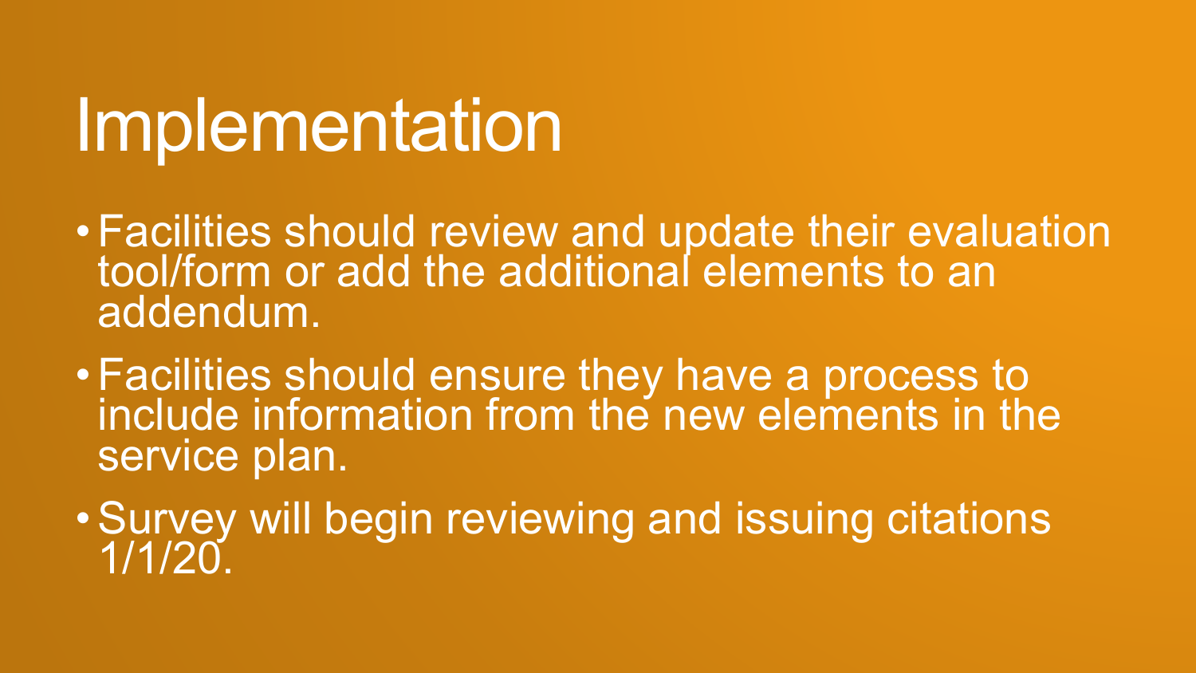# Implementation

- Facilities should review and update their evaluation tool/form or add the additional elements to an addendum.
- Facilities should ensure they have a process to include information from the new elements in the service plan.
- Survey will begin reviewing and issuing citations 1/1/20.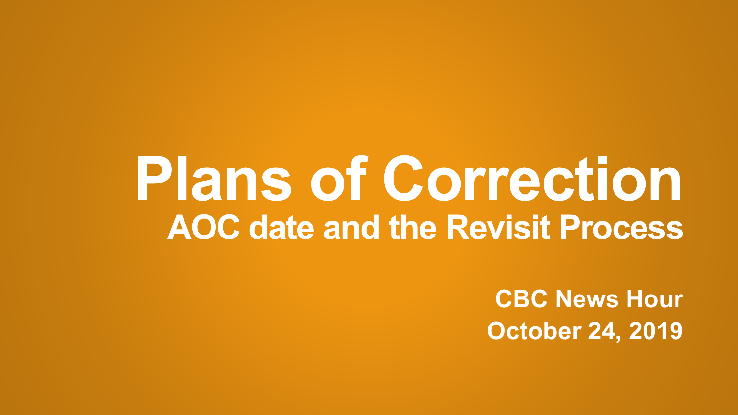# Plans of Correction

## AOC date and the Revisit Process

**CBC News Hour**

**October 24, 2019**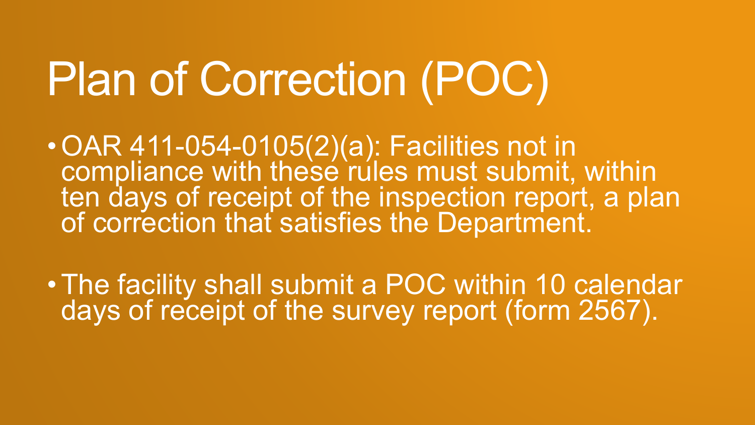# Plan of Correction (POC)

- OAR 411-054-0105(2)(a): Facilities not in compliance with these rules must submit, within ten days of receipt of the inspection report, a plan of correction that satisfies the Department.
- The facility shall submit a POC within 10 calendar days of receipt of the survey report (form 2567).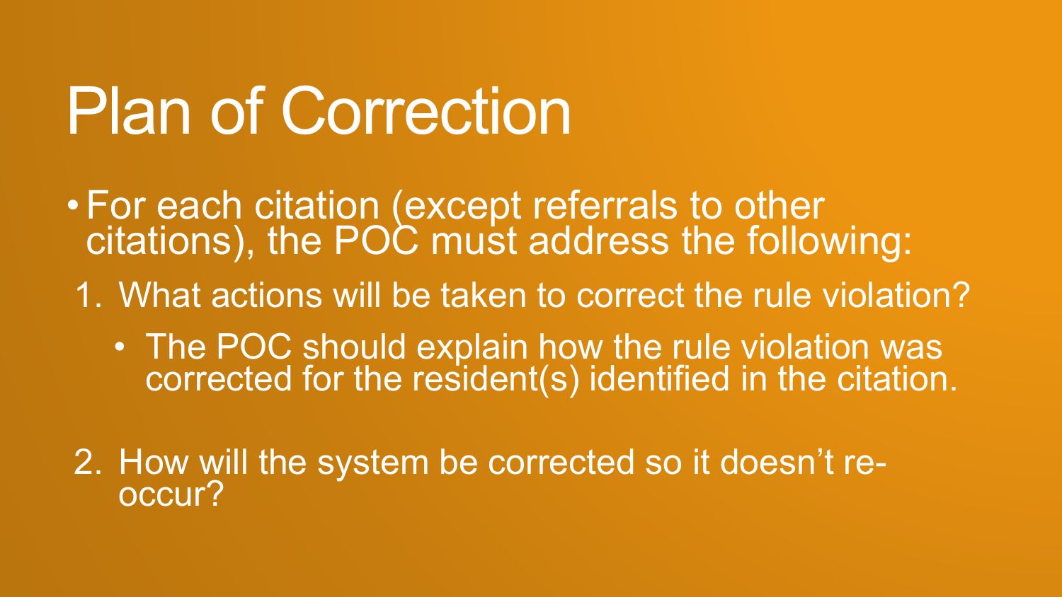# Plan of Correction

- For each citation (except referrals to other citations), the POC must address the following:

1. What actions will be taken to correct the rule violation?
   - The POC should explain how the rule violation was corrected for the resident(s) identified in the citation.

2. How will the system be corrected so it doesn't re-occur?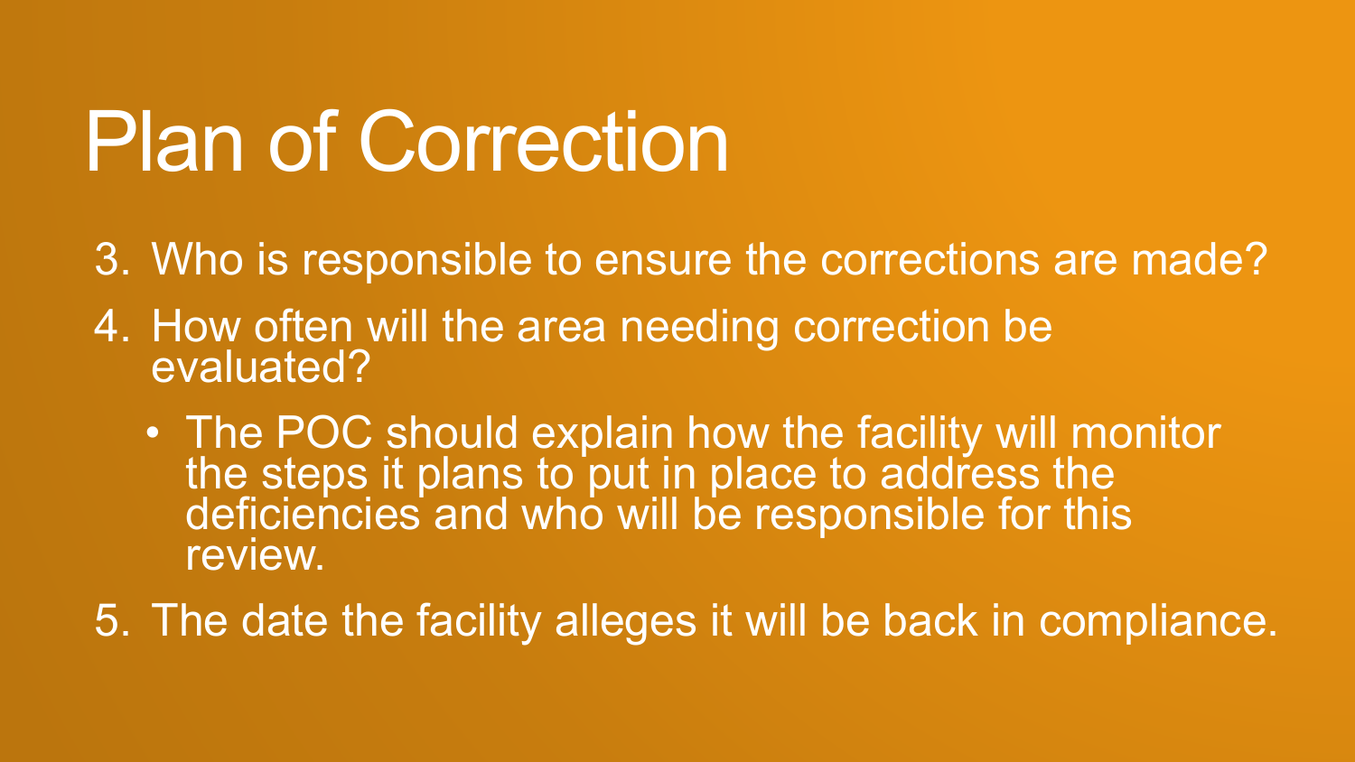# Plan of Correction

3. Who is responsible to ensure the corrections are made?
4. How often will the area needing correction be evaluated?
   - The POC should explain how the facility will monitor the steps it plans to put in place to address the deficiencies and who will be responsible for this review.
5. The date the facility alleges it will be back in compliance.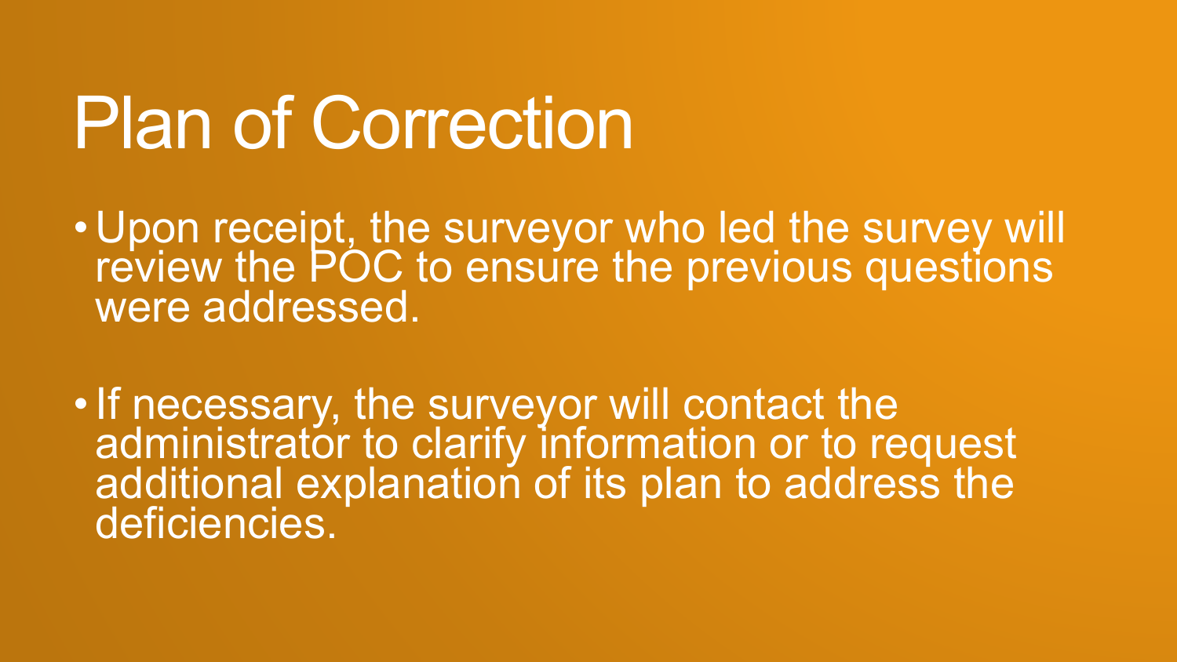# Plan of Correction

- Upon receipt, the surveyor who led the survey will review the POC to ensure the previous questions were addressed.
- If necessary, the surveyor will contact the administrator to clarify information or to request additional explanation of its plan to address the deficiencies.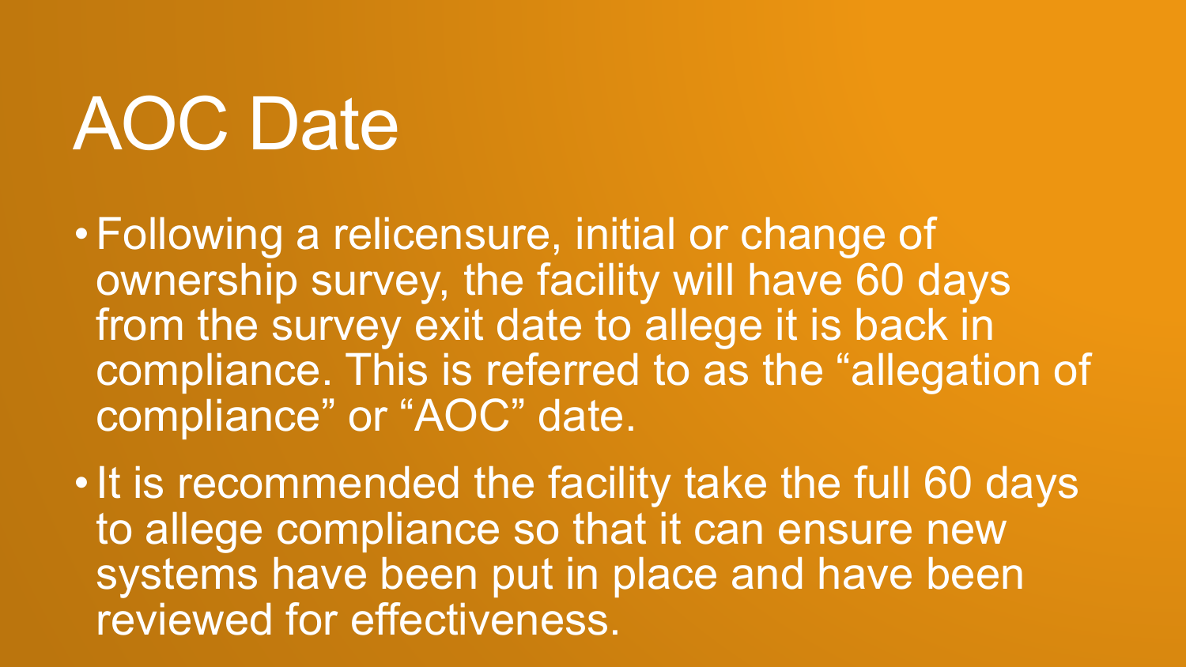# AOC Date

- Following a relicensure, initial or change of ownership survey, the facility will have 60 days from the survey exit date to allege it is back in compliance. This is referred to as the "allegation of compliance" or "AOC" date.
- It is recommended the facility take the full 60 days to allege compliance so that it can ensure new systems have been put in place and have been reviewed for effectiveness.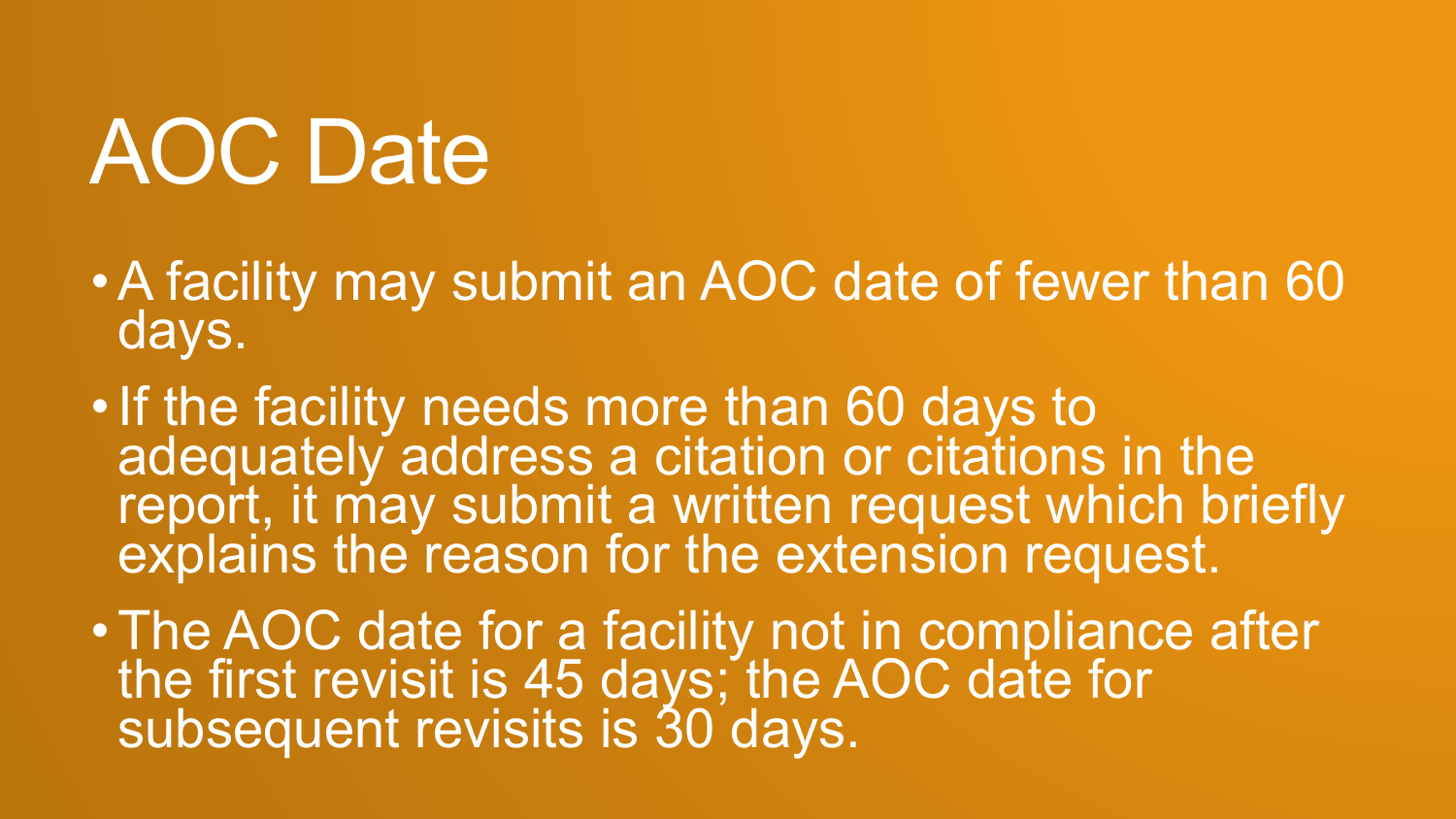# AOC Date

- A facility may submit an AOC date of fewer than 60 days.
- If the facility needs more than 60 days to adequately address a citation or citations in the report, it may submit a written request which briefly explains the reason for the extension request.
- The AOC date for a facility not in compliance after the first revisit is 45 days; the AOC date for subsequent revisits is 30 days.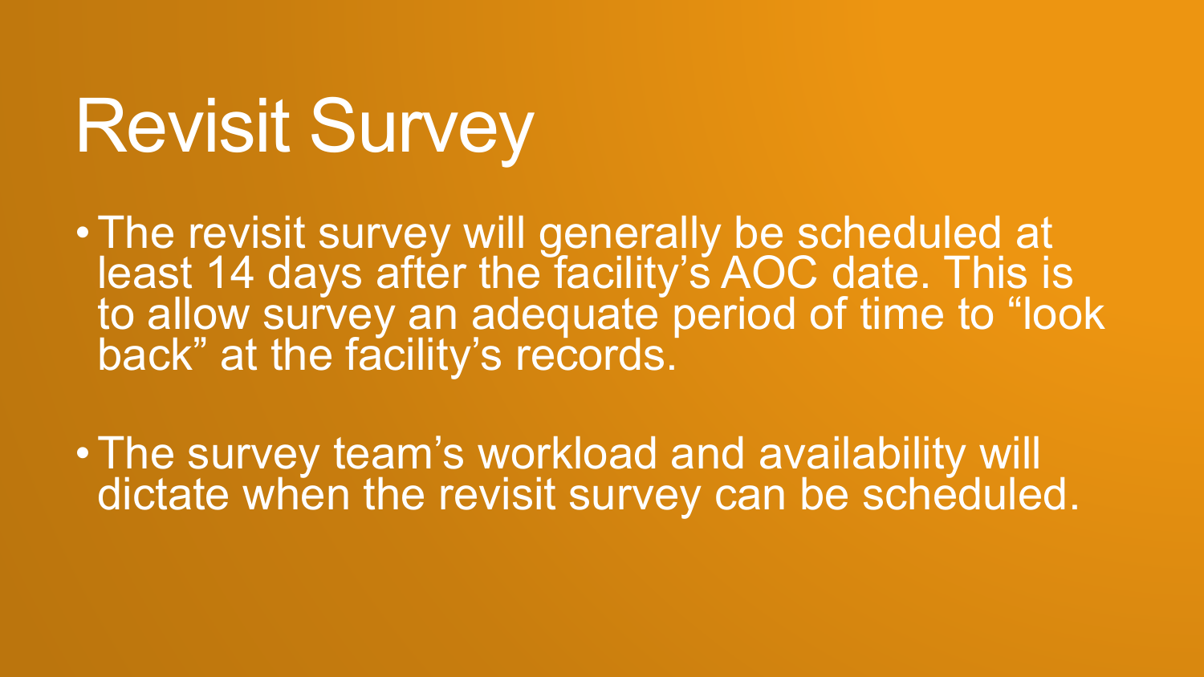# Revisit Survey

- The revisit survey will generally be scheduled at least 14 days after the facility's AOC date. This is to allow survey an adequate period of time to "look back" at the facility's records.

- The survey team's workload and availability will dictate when the revisit survey can be scheduled.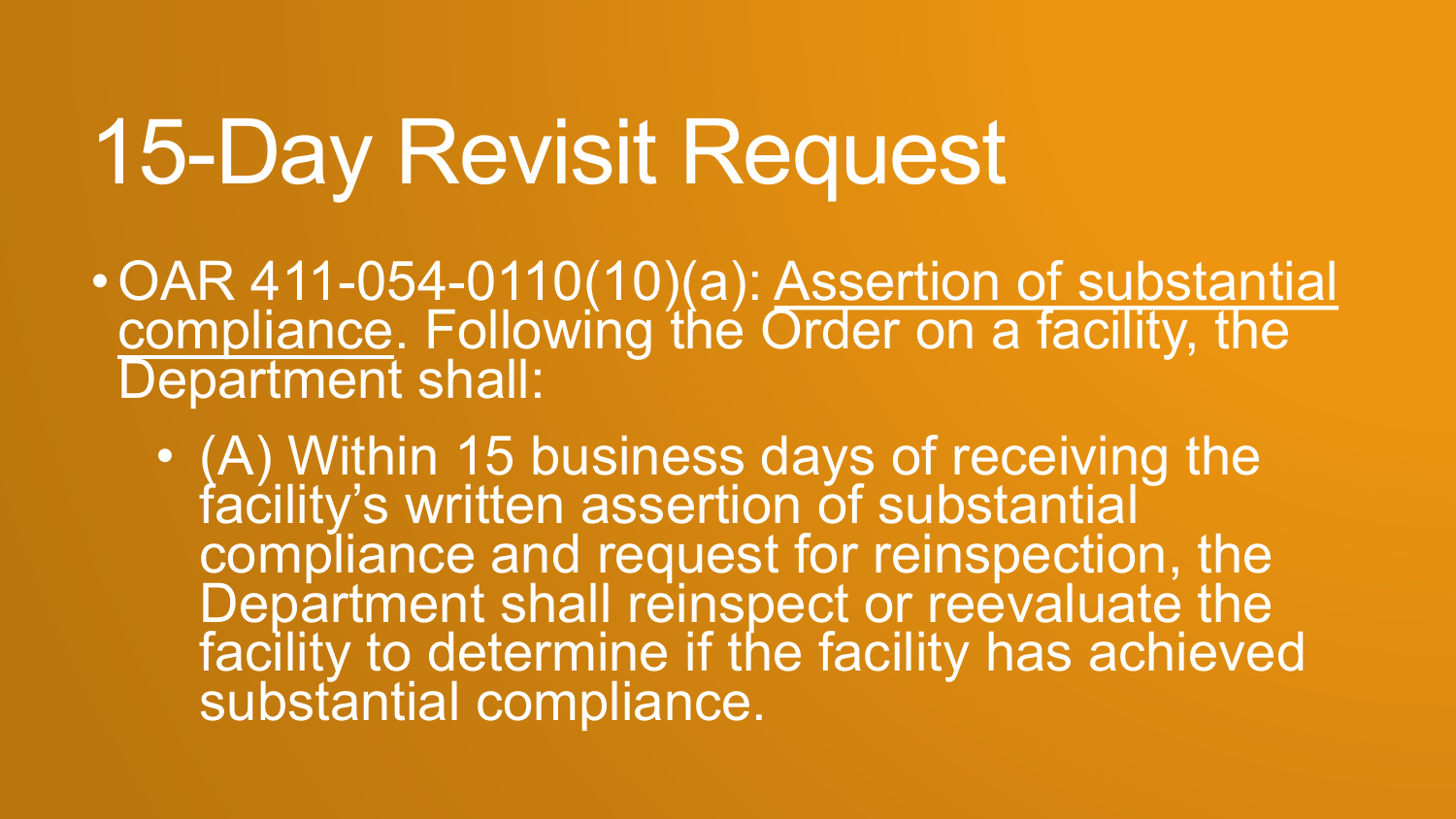# 15-Day Revisit Request

- OAR 411-054-0110(10)(a): <u>Assertion of substantial compliance</u>. Following the Order on a facility, the Department shall:
  - (A) Within 15 business days of receiving the facility's written assertion of substantial compliance and request for reinspection, the Department shall reinspect or reevaluate the facility to determine if the facility has achieved substantial compliance.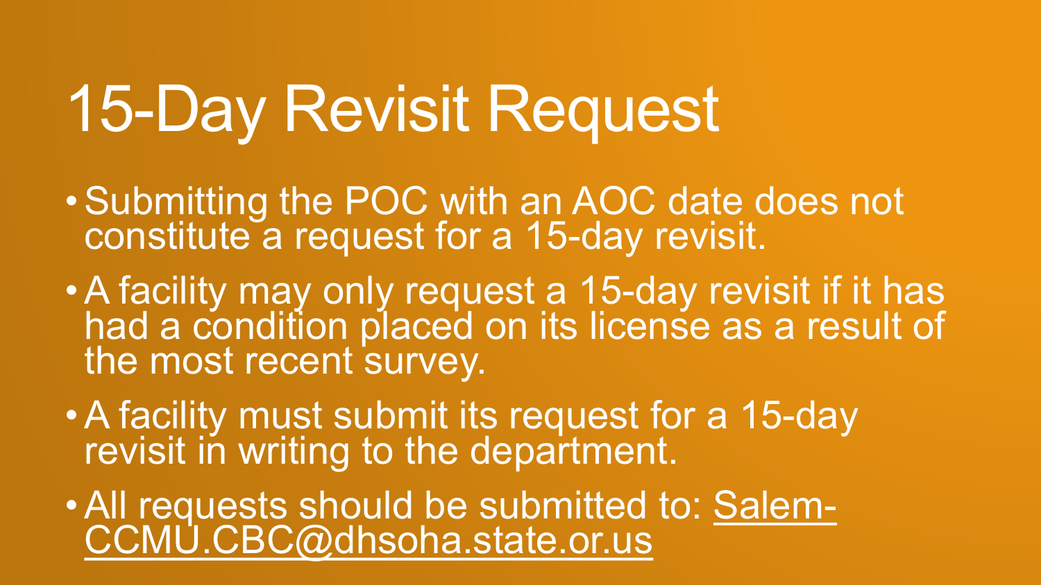# 15-Day Revisit Request

- Submitting the POC with an AOC date does not constitute a request for a 15-day revisit.
- A facility may only request a 15-day revisit if it has had a condition placed on its license as a result of the most recent survey.
- A facility must submit its request for a 15-day revisit in writing to the department.
- All requests should be submitted to: Salem-CCMU.CBC@dhsoha.state.or.us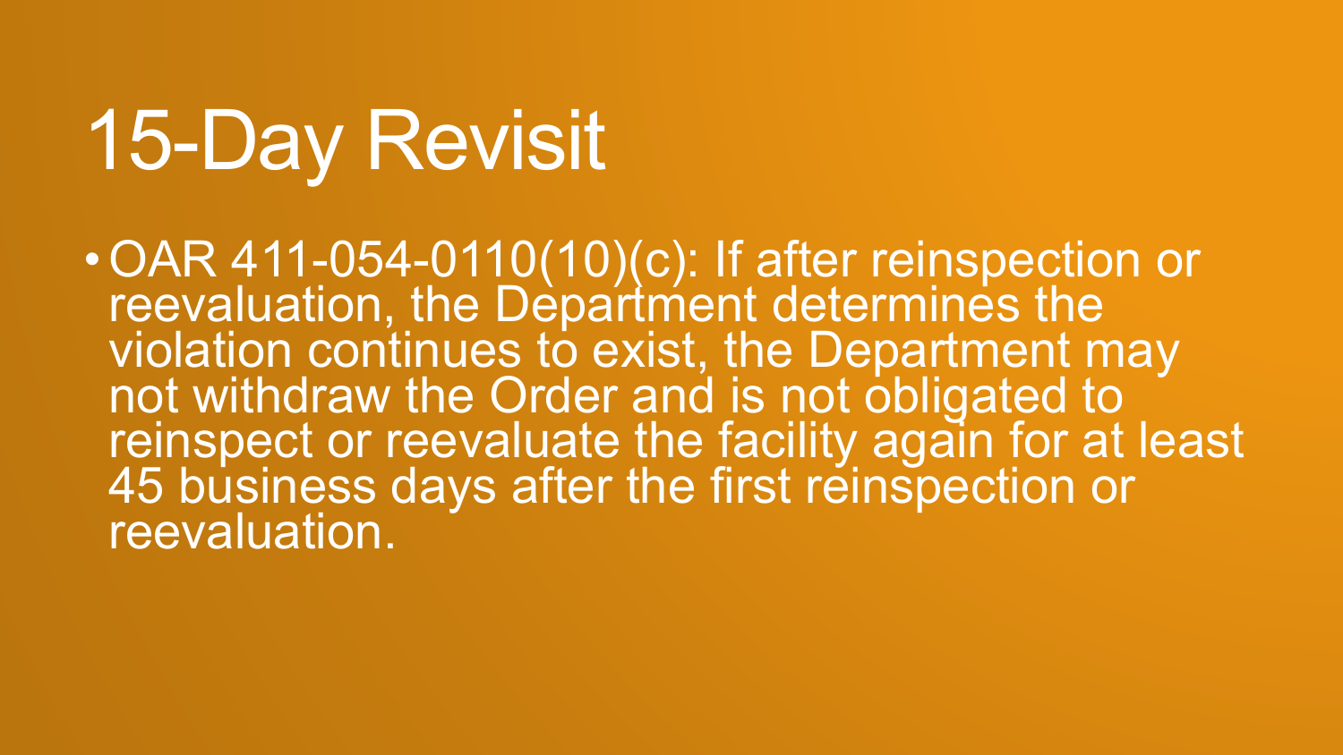# 15-Day Revisit

- OAR 411-054-0110(10)(c): If after reinspection or reevaluation, the Department determines the violation continues to exist, the Department may not withdraw the Order and is not obligated to reinspect or reevaluate the facility again for at least 45 business days after the first reinspection or reevaluation.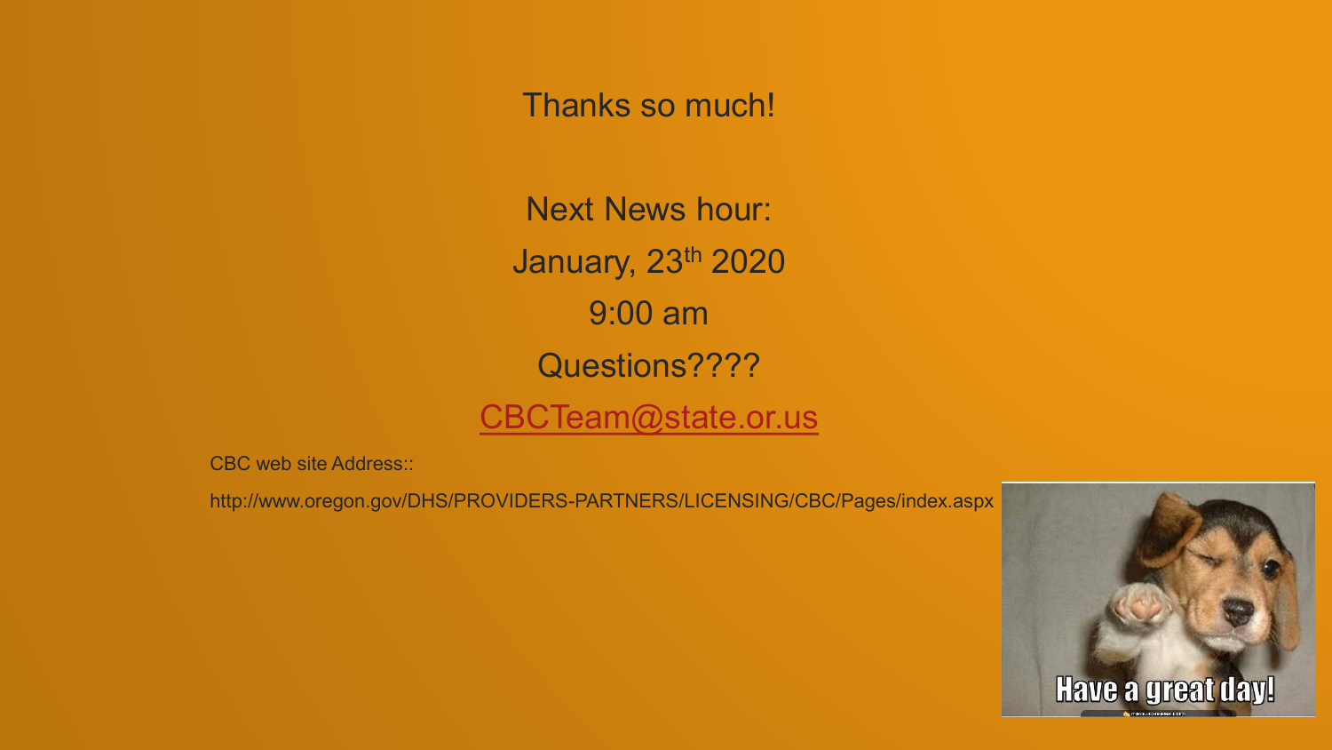Thanks so much!

Next News hour:

January, 23th 2020

9:00 am

Questions????

CBCTeam@state.or.us

CBC web site Address::

http://www.oregon.gov/DHS/PROVIDERS-PARTNERS/LICENSING/CBC/Pages/index.aspx